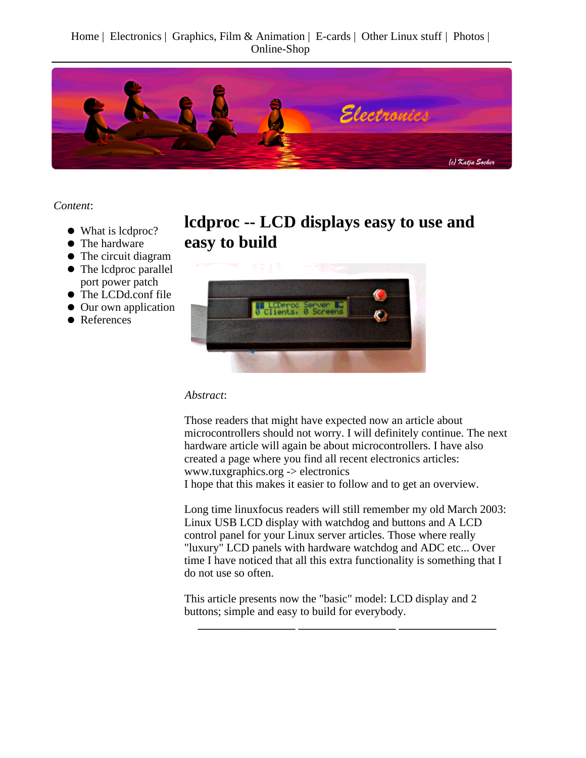Home | Electronics | Graphics, Film & Animation | E-cards | Other Linux stuff | Photos | Online-Shop

*Content*:

- What is lcdproc?
- The hardware
- The circuit diagram
- The lcdproc parallel port power patch
- The LCDd.conf file
- Our own application
- References

# lcdproc -- LCD displays easy to use and easy to build

*Abstract*:

Those readers that might have expected now an article about microcontrollers should not worry. I will definitely continue. The next hardware article will again be about microcontrollers. I have also created a page where you find all recent electronics articles: www.tuxgraphics.org -> electronics
I hope that this makes it easier to follow and to get an overview.

Long time linuxfocus readers will still remember my old March 2003: Linux USB LCD display with watchdog and buttons and A LCD control panel for your Linux server articles. Those where really "luxury" LCD panels with hardware watchdog and ADC etc... Over time I have noticed that all this extra functionality is something that I do not use so often.

This article presents now the "basic" model: LCD display and 2 buttons; simple and easy to build for everybody.

---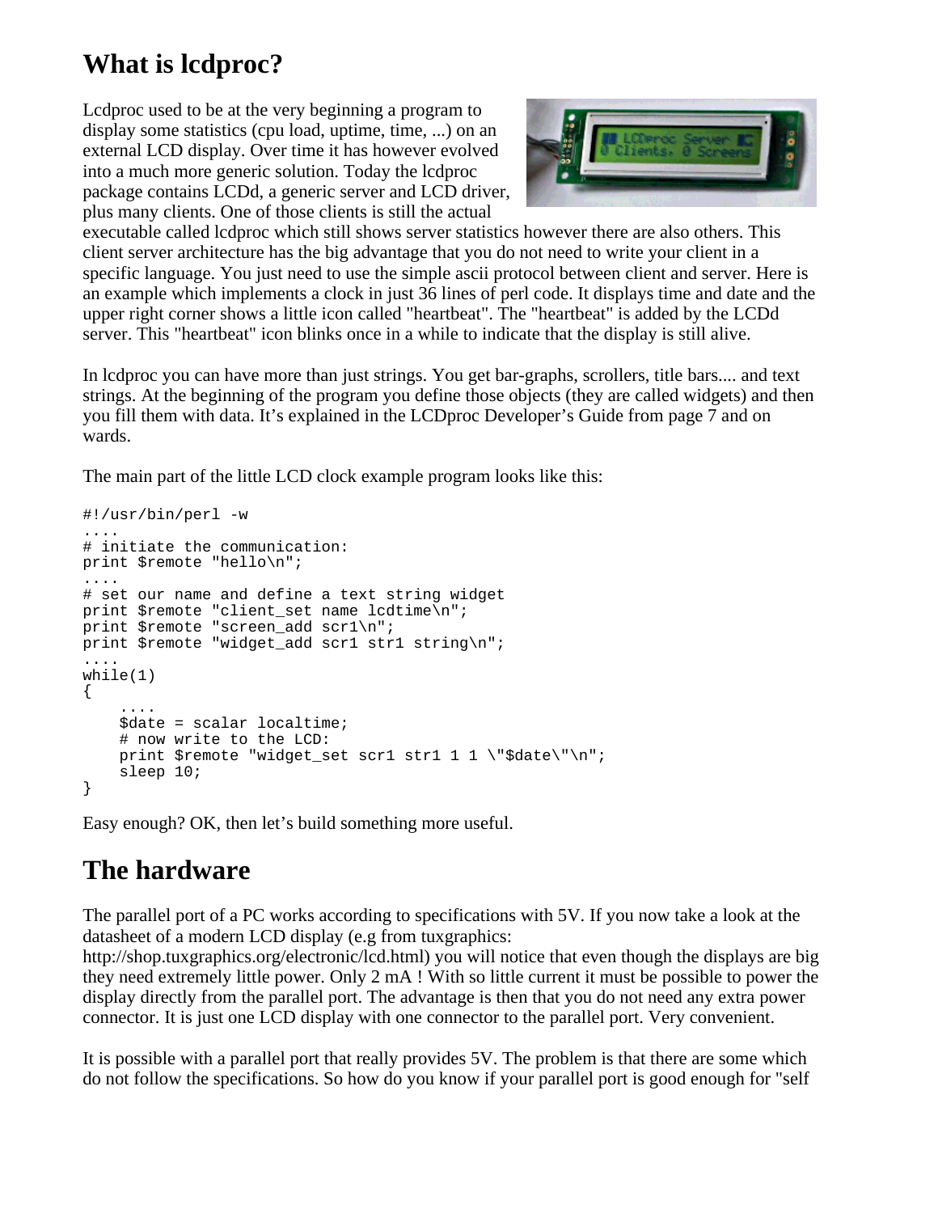# What is lcdproc?

Lcdproc used to be at the very beginning a program to display some statistics (cpu load, uptime, time, ...) on an external LCD display. Over time it has however evolved into a much more generic solution. Today the lcdproc package contains LCDd, a generic server and LCD driver, plus many clients. One of those clients is still the actual executable called lcdproc which still shows server statistics however there are also others. This client server architecture has the big advantage that you do not need to write your client in a specific language. You just need to use the simple ascii protocol between client and server. Here is an example which implements a clock in just 36 lines of perl code. It displays time and date and the upper right corner shows a little icon called "heartbeat". The "heartbeat" is added by the LCDd server. This "heartbeat" icon blinks once in a while to indicate that the display is still alive.

In lcdproc you can have more than just strings. You get bar-graphs, scrollers, title bars.... and text strings. At the beginning of the program you define those objects (they are called widgets) and then you fill them with data. It's explained in the LCDproc Developer's Guide from page 7 and on wards.

The main part of the little LCD clock example program looks like this:

```
#!/usr/bin/perl -w
....
# initiate the communication:
print $remote "hello\n";
....
# set our name and define a text string widget
print $remote "client_set name lcdtime\n";
print $remote "screen_add scr1\n";
print $remote "widget_add scr1 str1 string\n";
....
while(1)
{
    ....
    $date = scalar localtime;
    # now write to the LCD:
    print $remote "widget_set scr1 str1 1 1 \"$date\"\n";
    sleep 10;
}
```

Easy enough? OK, then let's build something more useful.

# The hardware

The parallel port of a PC works according to specifications with 5V. If you now take a look at the datasheet of a modern LCD display (e.g from tuxgraphics: http://shop.tuxgraphics.org/electronic/lcd.html) you will notice that even though the displays are big they need extremely little power. Only 2 mA ! With so little current it must be possible to power the display directly from the parallel port. The advantage is then that you do not need any extra power connector. It is just one LCD display with one connector to the parallel port. Very convenient.

It is possible with a parallel port that really provides 5V. The problem is that there are some which do not follow the specifications. So how do you know if your parallel port is good enough for "self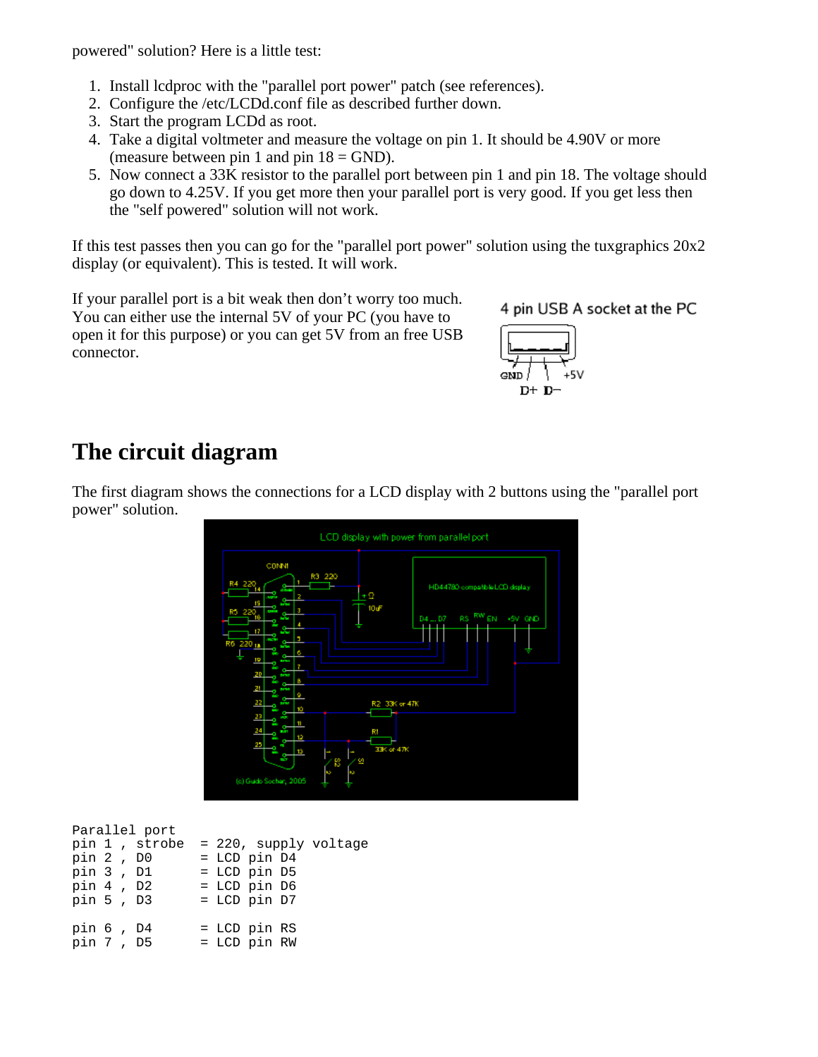powered" solution? Here is a little test:

1. Install lcdproc with the "parallel port power" patch (see references).
2. Configure the /etc/LCDd.conf file as described further down.
3. Start the program LCDd as root.
4. Take a digital voltmeter and measure the voltage on pin 1. It should be 4.90V or more (measure between pin 1 and pin 18 = GND).
5. Now connect a 33K resistor to the parallel port between pin 1 and pin 18. The voltage should go down to 4.25V. If you get more then your parallel port is very good. If you get less then the "self powered" solution will not work.

If this test passes then you can go for the "parallel port power" solution using the tuxgraphics 20x2 display (or equivalent). This is tested. It will work.

If your parallel port is a bit weak then don't worry too much. You can either use the internal 5V of your PC (you have to open it for this purpose) or you can get 5V from an free USB connector.

4 pin USB A socket at the PC

GND D+ D− +5V

## The circuit diagram

The first diagram shows the connections for a LCD display with 2 buttons using the "parallel port power" solution.

```
Parallel port
pin 1 , strobe  = 220, supply voltage
pin 2 , D0      = LCD pin D4
pin 3 , D1      = LCD pin D5
pin 4 , D2      = LCD pin D6
pin 5 , D3      = LCD pin D7

pin 6 , D4      = LCD pin RS
pin 7 , D5      = LCD pin RW
```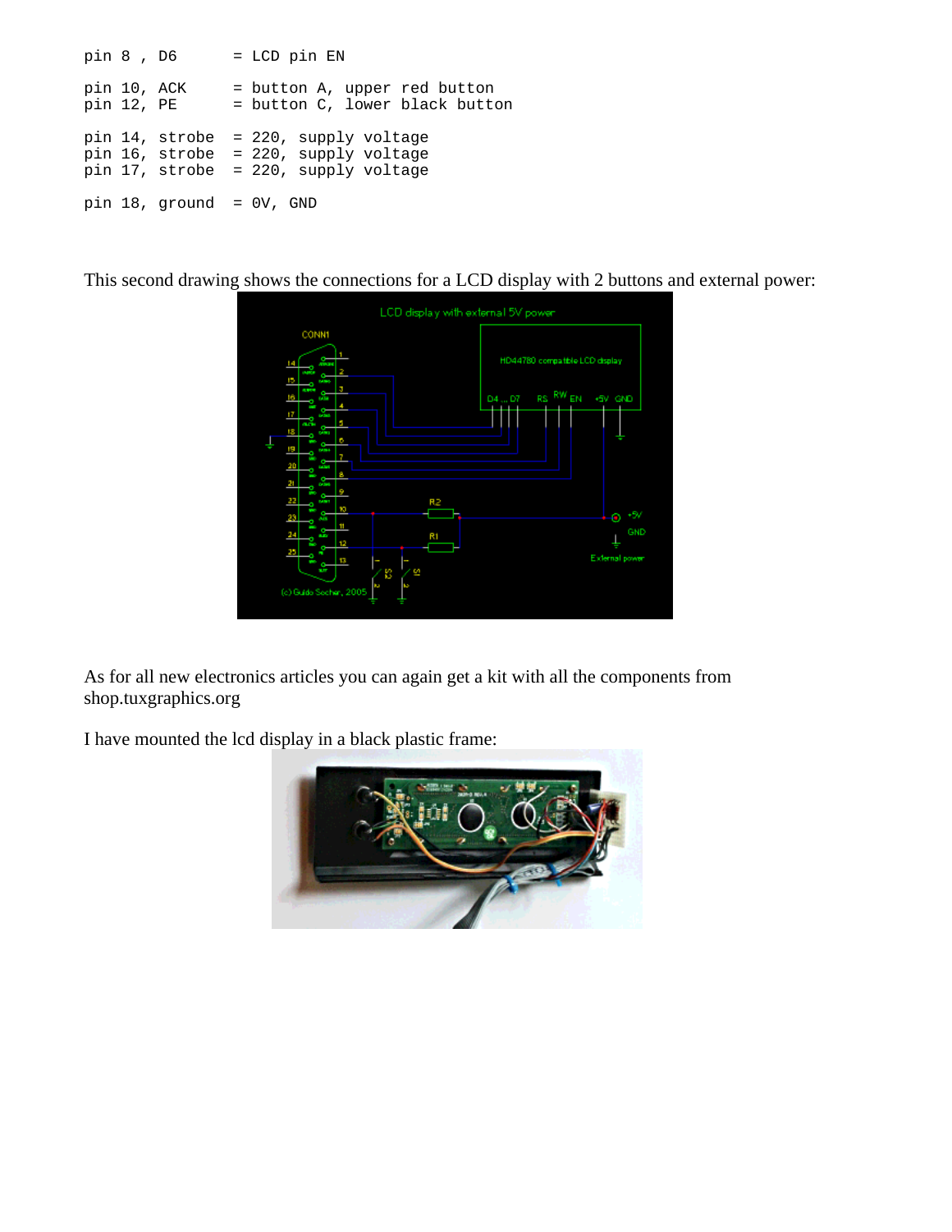```
pin 8 , D6       = LCD pin EN

pin 10, ACK      = button A, upper red button
pin 12, PE       = button C, lower black button

pin 14, strobe   = 220, supply voltage
pin 16, strobe   = 220, supply voltage
pin 17, strobe   = 220, supply voltage

pin 18, ground   = 0V, GND
```

This second drawing shows the connections for a LCD display with 2 buttons and external power:

As for all new electronics articles you can again get a kit with all the components from shop.tuxgraphics.org

I have mounted the lcd display in a black plastic frame: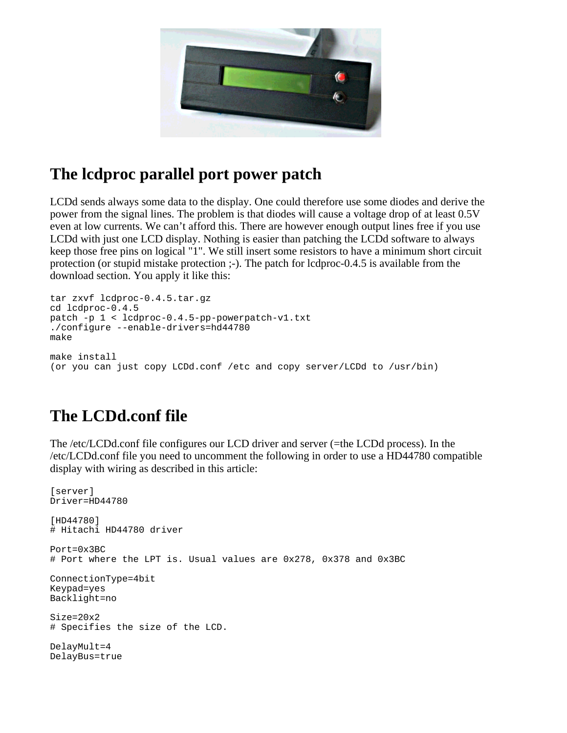## The lcdproc parallel port power patch

LCDd sends always some data to the display. One could therefore use some diodes and derive the power from the signal lines. The problem is that diodes will cause a voltage drop of at least 0.5V even at low currents. We can't afford this. There are however enough output lines free if you use LCDd with just one LCD display. Nothing is easier than patching the LCDd software to always keep those free pins on logical "1". We still insert some resistors to have a minimum short circuit protection (or stupid mistake protection ;-). The patch for lcdproc-0.4.5 is available from the download section. You apply it like this:

```
tar zxvf lcdproc-0.4.5.tar.gz
cd lcdproc-0.4.5
patch -p 1 < lcdproc-0.4.5-pp-powerpatch-v1.txt
./configure --enable-drivers=hd44780
make

make install
(or you can just copy LCDd.conf /etc and copy server/LCDd to /usr/bin)
```

## The LCDd.conf file

The /etc/LCDd.conf file configures our LCD driver and server (=the LCDd process). In the /etc/LCDd.conf file you need to uncomment the following in order to use a HD44780 compatible display with wiring as described in this article:

```
[server]
Driver=HD44780

[HD44780]
# Hitachi HD44780 driver

Port=0x3BC
# Port where the LPT is. Usual values are 0x278, 0x378 and 0x3BC

ConnectionType=4bit
Keypad=yes
Backlight=no

Size=20x2
# Specifies the size of the LCD.

DelayMult=4
DelayBus=true
```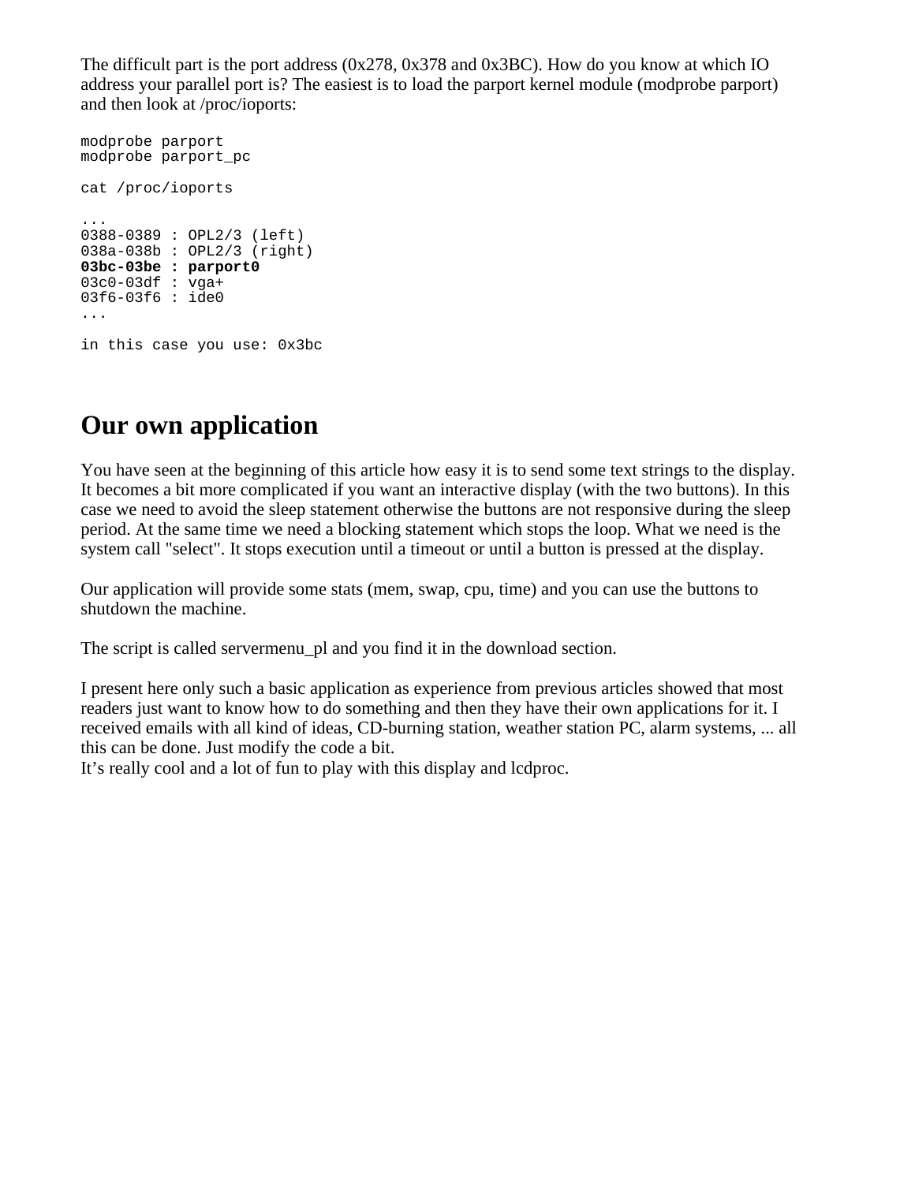The difficult part is the port address (0x278, 0x378 and 0x3BC). How do you know at which IO address your parallel port is? The easiest is to load the parport kernel module (modprobe parport) and then look at /proc/ioports:

```
modprobe parport
modprobe parport_pc

cat /proc/ioports

...
0388-0389 : OPL2/3 (left)
038a-038b : OPL2/3 (right)
03bc-03be : parport0
03c0-03df : vga+
03f6-03f6 : ide0
...

in this case you use: 0x3bc
```

## Our own application

You have seen at the beginning of this article how easy it is to send some text strings to the display. It becomes a bit more complicated if you want an interactive display (with the two buttons). In this case we need to avoid the sleep statement otherwise the buttons are not responsive during the sleep period. At the same time we need a blocking statement which stops the loop. What we need is the system call "select". It stops execution until a timeout or until a button is pressed at the display.

Our application will provide some stats (mem, swap, cpu, time) and you can use the buttons to shutdown the machine.

The script is called servermenu_pl and you find it in the download section.

I present here only such a basic application as experience from previous articles showed that most readers just want to know how to do something and then they have their own applications for it. I received emails with all kind of ideas, CD-burning station, weather station PC, alarm systems, ... all this can be done. Just modify the code a bit.
It’s really cool and a lot of fun to play with this display and lcdproc.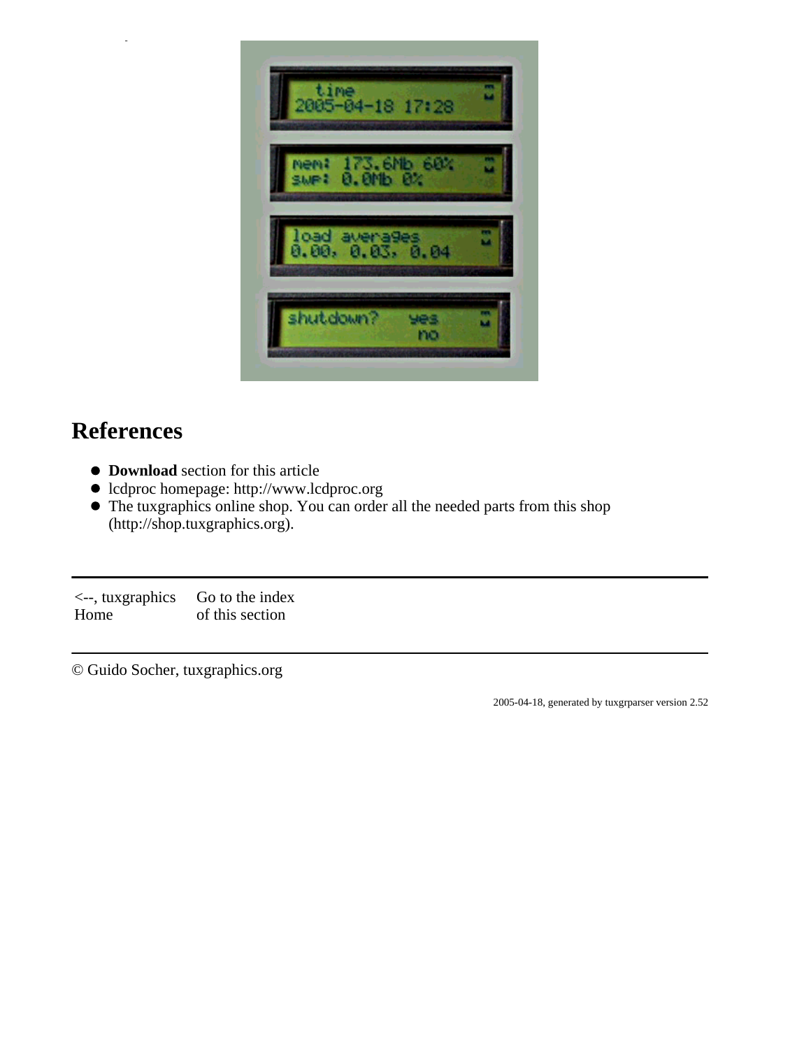## References

- **Download** section for this article
- lcdproc homepage: http://www.lcdproc.org
- The tuxgraphics online shop. You can order all the needed parts from this shop (http://shop.tuxgraphics.org).

---

<--, tuxgraphics Home    Go to the index of this section

---

© Guido Socher, tuxgraphics.org

2005-04-18, generated by tuxgrparser version 2.52